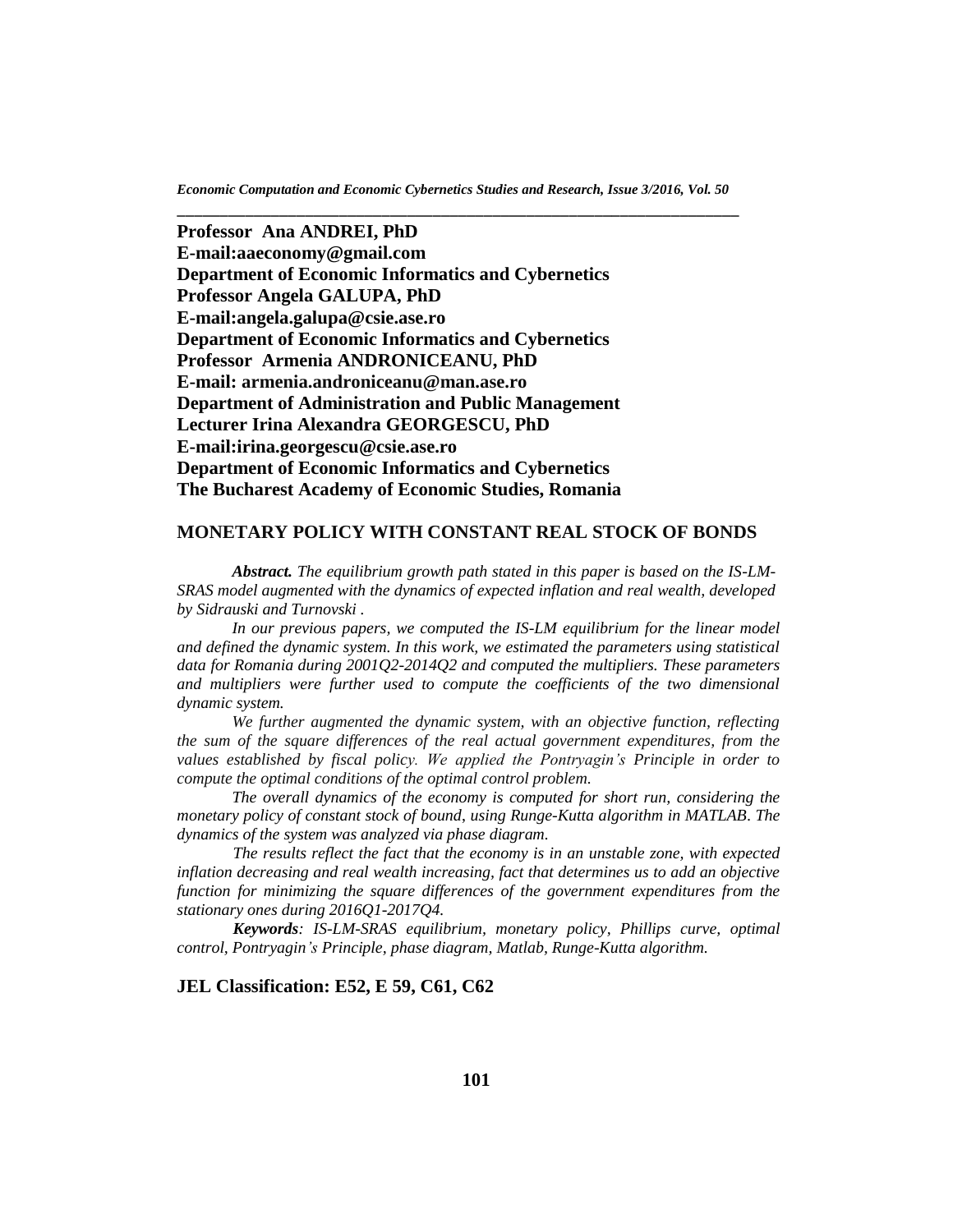**Professor Ana ANDREI, PhD**
**E-mail:aaeconomy@gmail.com**
**Department of Economic Informatics and Cybernetics**
**Professor Angela GALUPA, PhD**
**E-mail:angela.galupa@csie.ase.ro**
**Department of Economic Informatics and Cybernetics**
**Professor Armenia ANDRONICEANU, PhD**
**E-mail: armenia.androniceanu@man.ase.ro**
**Department of Administration and Public Management**
**Lecturer Irina Alexandra GEORGESCU, PhD**
**E-mail:irina.georgescu@csie.ase.ro**
**Department of Economic Informatics and Cybernetics**
**The Bucharest Academy of Economic Studies, Romania**

# MONETARY POLICY WITH CONSTANT REAL STOCK OF BONDS

***Abstract.*** *The equilibrium growth path stated in this paper is based on the IS-LM-SRAS model augmented with the dynamics of expected inflation and real wealth, developed by Sidrauski and Turnovski .*

*In our previous papers, we computed the IS-LM equilibrium for the linear model and defined the dynamic system. In this work, we estimated the parameters using statistical data for Romania during 2001Q2-2014Q2 and computed the multipliers. These parameters and multipliers were further used to compute the coefficients of the two dimensional dynamic system.*

*We further augmented the dynamic system, with an objective function, reflecting the sum of the square differences of the real actual government expenditures, from the values established by fiscal policy. We applied the Pontryagin's Principle in order to compute the optimal conditions of the optimal control problem.*

*The overall dynamics of the economy is computed for short run, considering the monetary policy of constant stock of bound, using Runge-Kutta algorithm in MATLAB. The dynamics of the system was analyzed via phase diagram.*

*The results reflect the fact that the economy is in an unstable zone, with expected inflation decreasing and real wealth increasing, fact that determines us to add an objective function for minimizing the square differences of the government expenditures from the stationary ones during 2016Q1-2017Q4.*

***Keywords****: IS-LM-SRAS equilibrium, monetary policy, Phillips curve, optimal control, Pontryagin's Principle, phase diagram, Matlab, Runge-Kutta algorithm.*

**JEL Classification: E52, E 59, C61, C62**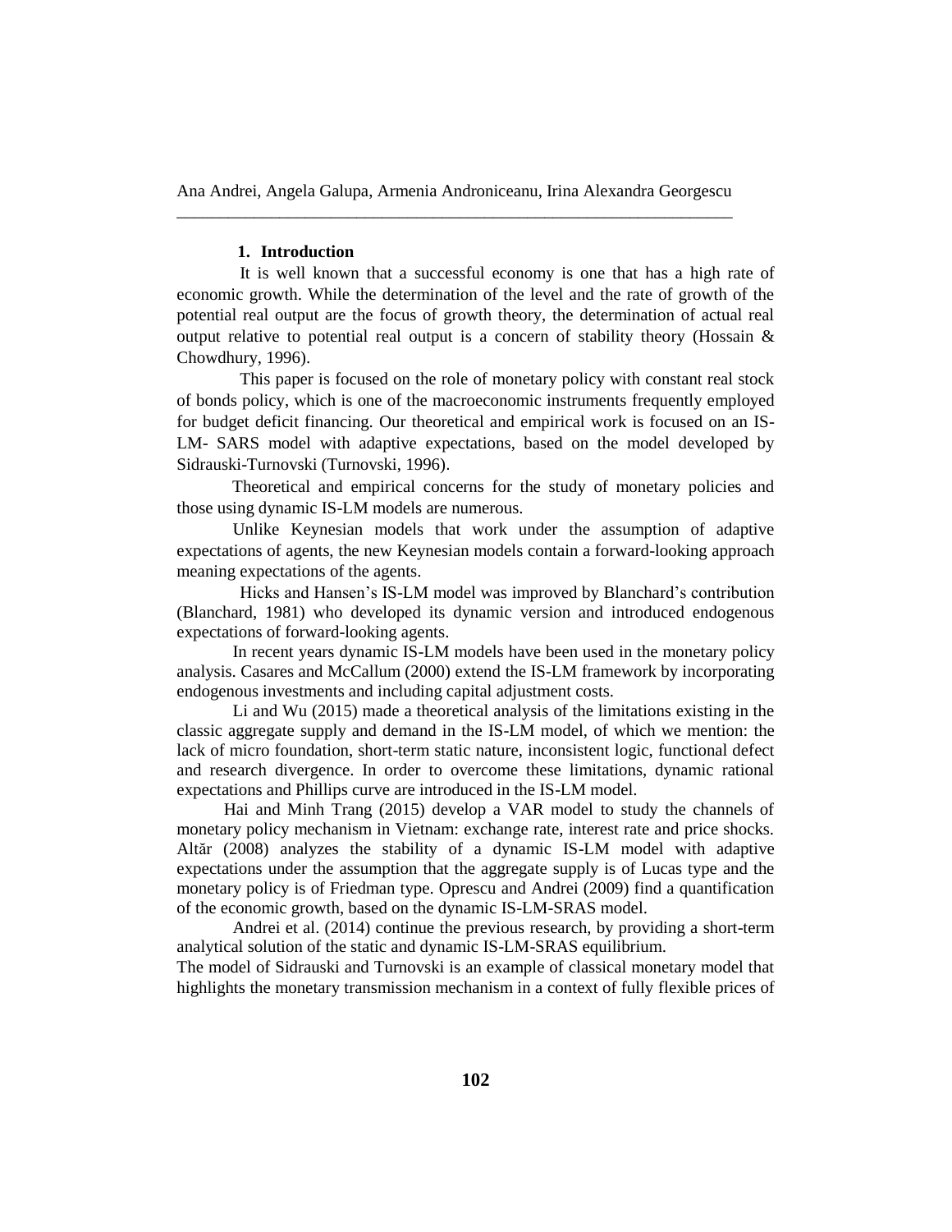## 1. Introduction

It is well known that a successful economy is one that has a high rate of economic growth. While the determination of the level and the rate of growth of the potential real output are the focus of growth theory, the determination of actual real output relative to potential real output is a concern of stability theory (Hossain & Chowdhury, 1996).

This paper is focused on the role of monetary policy with constant real stock of bonds policy, which is one of the macroeconomic instruments frequently employed for budget deficit financing. Our theoretical and empirical work is focused on an IS-LM- SARS model with adaptive expectations, based on the model developed by Sidrauski-Turnovski (Turnovski, 1996).

Theoretical and empirical concerns for the study of monetary policies and those using dynamic IS-LM models are numerous.

Unlike Keynesian models that work under the assumption of adaptive expectations of agents, the new Keynesian models contain a forward-looking approach meaning expectations of the agents.

Hicks and Hansen's IS-LM model was improved by Blanchard's contribution (Blanchard, 1981) who developed its dynamic version and introduced endogenous expectations of forward-looking agents.

In recent years dynamic IS-LM models have been used in the monetary policy analysis. Casares and McCallum (2000) extend the IS-LM framework by incorporating endogenous investments and including capital adjustment costs.

Li and Wu (2015) made a theoretical analysis of the limitations existing in the classic aggregate supply and demand in the IS-LM model, of which we mention: the lack of micro foundation, short-term static nature, inconsistent logic, functional defect and research divergence. In order to overcome these limitations, dynamic rational expectations and Phillips curve are introduced in the IS-LM model.

Hai and Minh Trang (2015) develop a VAR model to study the channels of monetary policy mechanism in Vietnam: exchange rate, interest rate and price shocks. Altăr (2008) analyzes the stability of a dynamic IS-LM model with adaptive expectations under the assumption that the aggregate supply is of Lucas type and the monetary policy is of Friedman type. Oprescu and Andrei (2009) find a quantification of the economic growth, based on the dynamic IS-LM-SRAS model.

Andrei et al. (2014) continue the previous research, by providing a short-term analytical solution of the static and dynamic IS-LM-SRAS equilibrium.

The model of Sidrauski and Turnovski is an example of classical monetary model that highlights the monetary transmission mechanism in a context of fully flexible prices of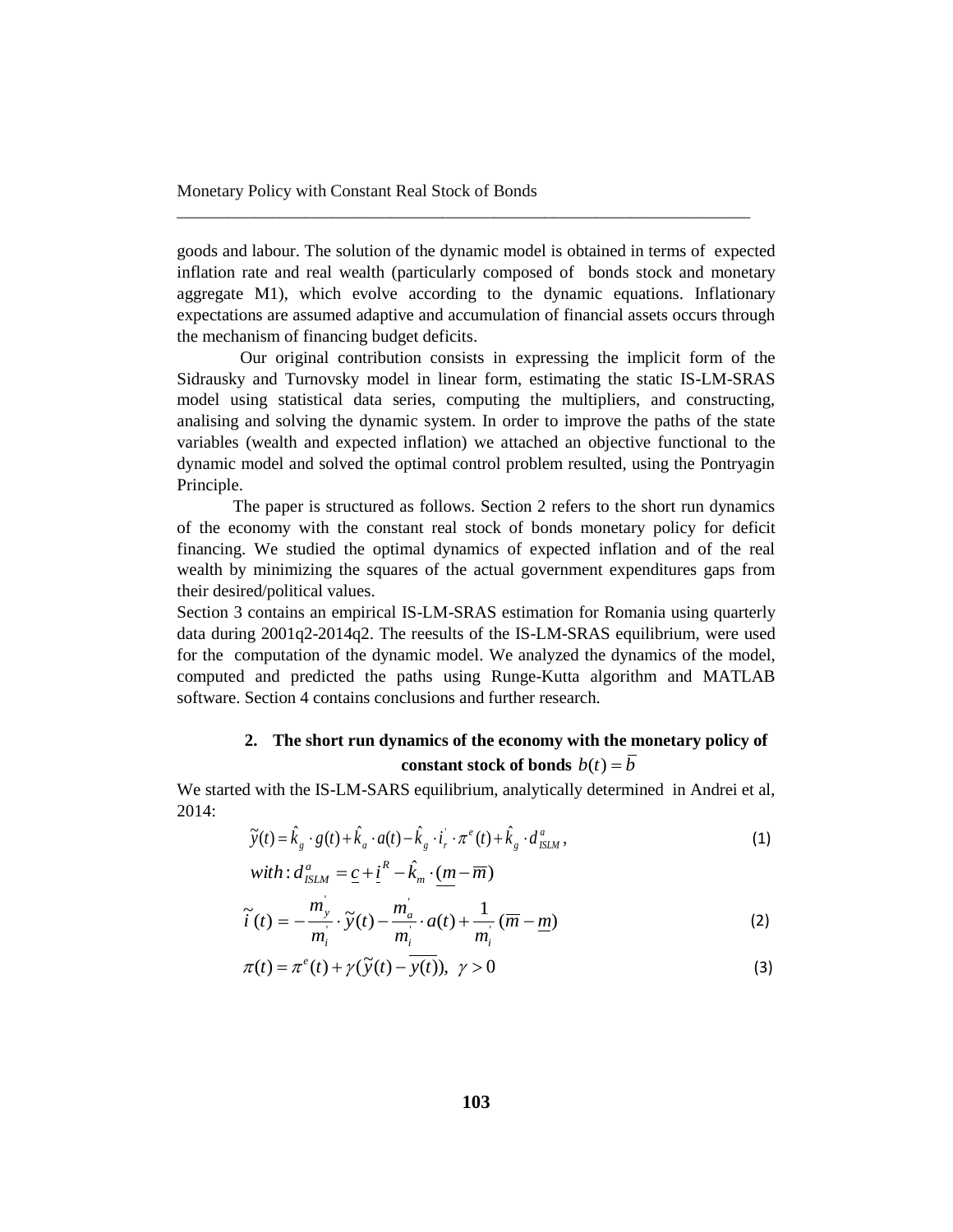goods and labour. The solution of the dynamic model is obtained in terms of expected inflation rate and real wealth (particularly composed of bonds stock and monetary aggregate M1), which evolve according to the dynamic equations. Inflationary expectations are assumed adaptive and accumulation of financial assets occurs through the mechanism of financing budget deficits.

Our original contribution consists in expressing the implicit form of the Sidrausky and Turnovsky model in linear form, estimating the static IS-LM-SRAS model using statistical data series, computing the multipliers, and constructing, analising and solving the dynamic system. In order to improve the paths of the state variables (wealth and expected inflation) we attached an objective functional to the dynamic model and solved the optimal control problem resulted, using the Pontryagin Principle.

The paper is structured as follows. Section 2 refers to the short run dynamics of the economy with the constant real stock of bonds monetary policy for deficit financing. We studied the optimal dynamics of expected inflation and of the real wealth by minimizing the squares of the actual government expenditures gaps from their desired/political values.

Section 3 contains an empirical IS-LM-SRAS estimation for Romania using quarterly data during 2001q2-2014q2. The reesults of the IS-LM-SRAS equilibrium, were used for the computation of the dynamic model. We analyzed the dynamics of the model, computed and predicted the paths using Runge-Kutta algorithm and MATLAB software. Section 4 contains conclusions and further research.

## 2. The short run dynamics of the economy with the monetary policy of constant stock of bonds $b(t) = \overline{b}$

We started with the IS-LM-SARS equilibrium, analytically determined in Andrei et al, 2014:

$$\tilde{y}(t) = \hat{k}_g \cdot g(t) + \hat{k}_a \cdot a(t) - \hat{k}_g \cdot i_r^{'} \cdot \pi^e(t) + \hat{k}_g \cdot d_{ISLM}^a, \tag{1}$$

$$with: d_{ISLM}^a = \underline{c} + \underline{i}^R - \hat{k}_m \cdot (\underline{m} - \overline{m})$$

$$\tilde{i}(t) = -\frac{m_y^{'}}{m_i^{'}} \cdot \tilde{y}(t) - \frac{m_a^{'}}{m_i^{'}} \cdot a(t) + \frac{1}{m_i^{'}}(\overline{m} - \underline{m}) \tag{2}$$

$$\pi(t) = \pi^e(t) + \gamma(\tilde{y}(t) - \overline{y(t)}), \ \gamma > 0 \tag{3}$$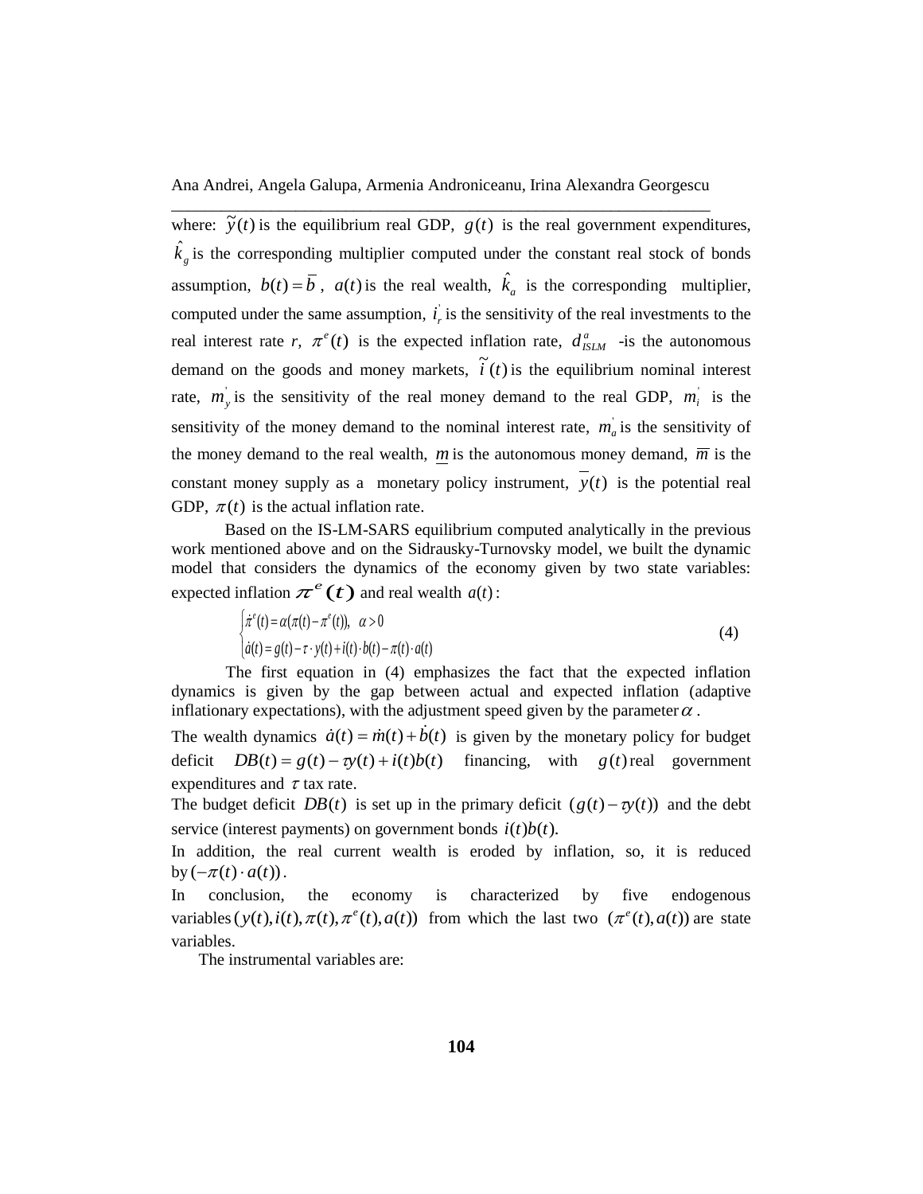where: $\tilde{y}(t)$ is the equilibrium real GDP, $g(t)$ is the real government expenditures, $\hat{k}_g$ is the corresponding multiplier computed under the constant real stock of bonds assumption, $b(t) = \bar{b}$, $a(t)$ is the real wealth, $\hat{k}_a$ is the corresponding multiplier, computed under the same assumption, $i_r^{'}$ is the sensitivity of the real investments to the real interest rate $r$, $\pi^e(t)$ is the expected inflation rate, $d_{ISLM}^a$ -is the autonomous demand on the goods and money markets, $\tilde{i}(t)$ is the equilibrium nominal interest rate, $m_y^{'}$ is the sensitivity of the real money demand to the real GDP, $m_i^{'}$ is the sensitivity of the money demand to the nominal interest rate, $m_a^{'}$ is the sensitivity of the money demand to the real wealth, $\underline{m}$ is the autonomous money demand, $\overline{m}$ is the constant money supply as a monetary policy instrument, $\overline{y}(t)$ is the potential real GDP, $\pi(t)$ is the actual inflation rate.

Based on the IS-LM-SARS equilibrium computed analytically in the previous work mentioned above and on the Sidrausky-Turnovsky model, we built the dynamic model that considers the dynamics of the economy given by two state variables: expected inflation $\pi^e(t)$ and real wealth $a(t)$:

$$\begin{cases} \dot{\pi}^e(t) = \alpha(\pi(t) - \pi^e(t)), \quad \alpha > 0 \\ \dot{a}(t) = g(t) - \tau \cdot y(t) + i(t) \cdot b(t) - \pi(t) \cdot a(t) \end{cases} \tag{4}$$

The first equation in (4) emphasizes the fact that the expected inflation dynamics is given by the gap between actual and expected inflation (adaptive inflationary expectations), with the adjustment speed given by the parameter $\alpha$.

The wealth dynamics $\dot{a}(t) = \dot{m}(t) + \dot{b}(t)$ is given by the monetary policy for budget deficit $DB(t) = g(t) - \tau y(t) + i(t)b(t)$ financing, with $g(t)$ real government expenditures and $\tau$ tax rate.

The budget deficit $DB(t)$ is set up in the primary deficit $(g(t) - \tau y(t))$ and the debt service (interest payments) on government bonds $i(t)b(t)$.

In addition, the real current wealth is eroded by inflation, so, it is reduced by $(-\pi(t) \cdot a(t))$.

In conclusion, the economy is characterized by five endogenous variables $(y(t), i(t), \pi(t), \pi^e(t), a(t))$ from which the last two $(\pi^e(t), a(t))$ are state variables.

The instrumental variables are: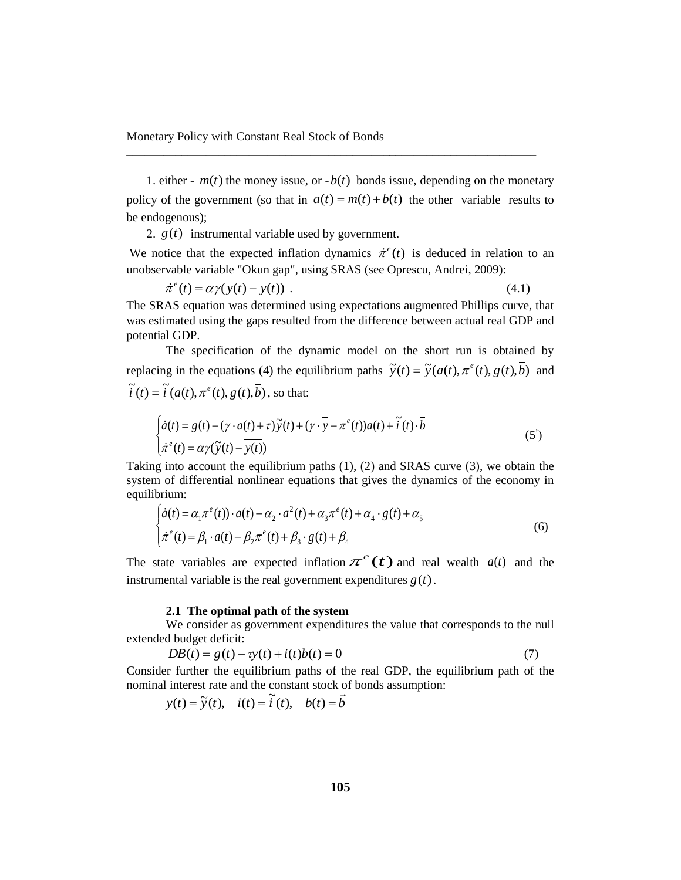1. either - $m(t)$ the money issue, or $-b(t)$ bonds issue, depending on the monetary policy of the government (so that in $a(t) = m(t) + b(t)$ the other variable results to be endogenous);

2. $g(t)$ instrumental variable used by government.

We notice that the expected inflation dynamics $\dot{\pi}^e(t)$ is deduced in relation to an unobservable variable "Okun gap", using SRAS (see Oprescu, Andrei, 2009):

$$\dot{\pi}^e(t) = \alpha\gamma(y(t) - \overline{y(t)}) \quad . \tag{4.1}$$

The SRAS equation was determined using expectations augmented Phillips curve, that was estimated using the gaps resulted from the difference between actual real GDP and potential GDP.

The specification of the dynamic model on the short run is obtained by replacing in the equations (4) the equilibrium paths $\tilde{y}(t) = \tilde{y}(a(t), \pi^e(t), g(t), \bar{b})$ and $\tilde{i}(t) = \tilde{i}(a(t), \pi^e(t), g(t), \bar{b})$, so that:

$$\begin{cases} \dot{a}(t) = g(t) - (\gamma \cdot a(t) + \tau)\tilde{y}(t) + (\gamma \cdot \overline{y} - \pi^e(t))a(t) + \tilde{i}(t) \cdot \bar{b} \\ \dot{\pi}^e(t) = \alpha\gamma(\tilde{y}(t) - \overline{y(t)}) \end{cases} \tag{5'}$$

Taking into account the equilibrium paths (1), (2) and SRAS curve (3), we obtain the system of differential nonlinear equations that gives the dynamics of the economy in equilibrium:

$$\begin{cases} \dot{a}(t) = \alpha_1 \pi^e(t)) \cdot a(t) - \alpha_2 \cdot a^2(t) + \alpha_3 \pi^e(t) + \alpha_4 \cdot g(t) + \alpha_5 \\ \dot{\pi}^e(t) = \beta_1 \cdot a(t) - \beta_2 \pi^e(t) + \beta_3 \cdot g(t) + \beta_4 \end{cases} \tag{6}$$

The state variables are expected inflation $\pi^e(t)$ and real wealth $a(t)$ and the instrumental variable is the real government expenditures $g(t)$.

### 2.1 The optimal path of the system

We consider as government expenditures the value that corresponds to the null extended budget deficit:

$$DB(t) = g(t) - \tau y(t) + i(t)b(t) = 0 \tag{7}$$

Consider further the equilibrium paths of the real GDP, the equilibrium path of the nominal interest rate and the constant stock of bonds assumption:

$$y(t) = \tilde{y}(t), \quad i(t) = \tilde{i}(t), \quad b(t) = \vec{b}$$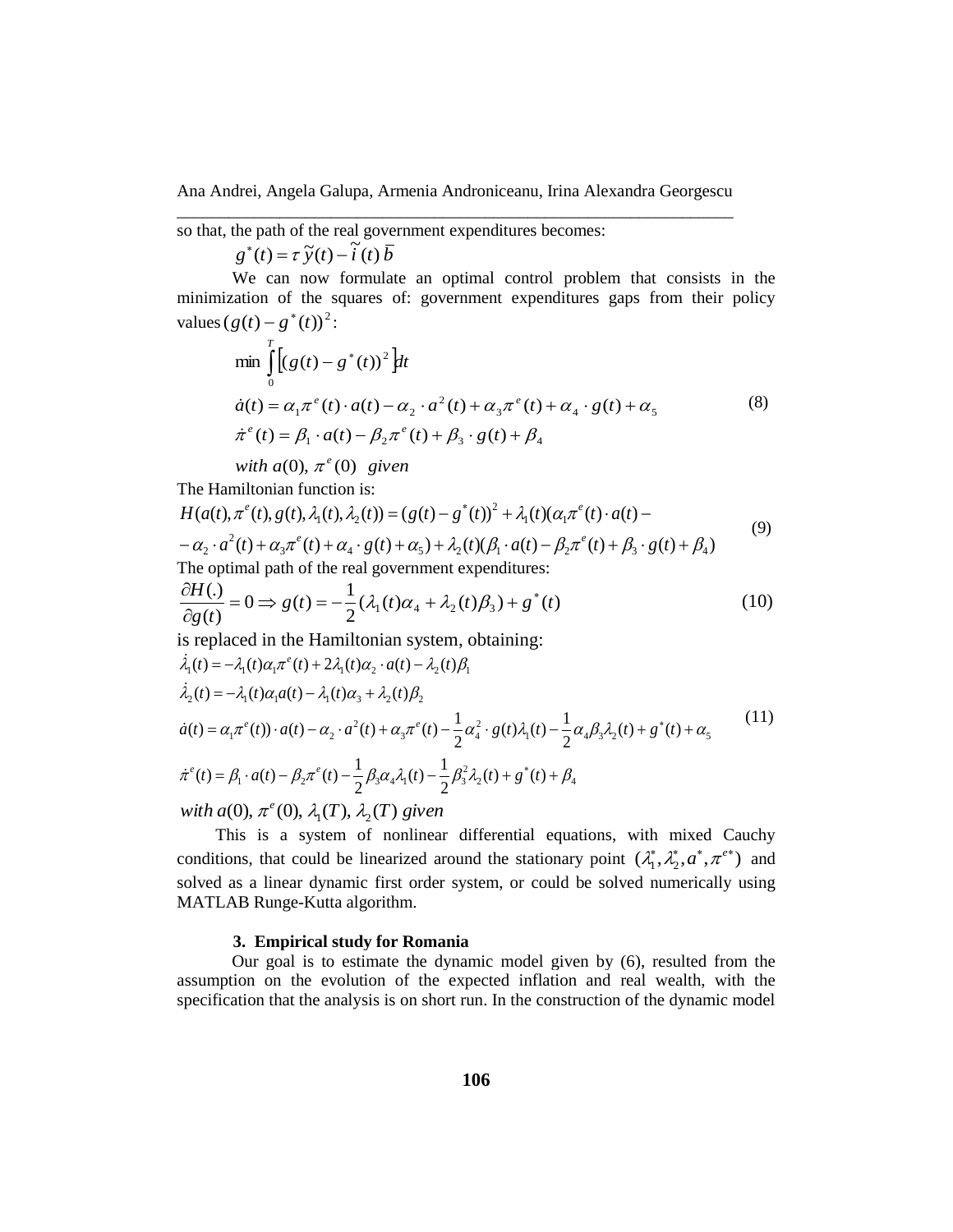so that, the path of the real government expenditures becomes:

$$g^*(t) = \tau\, \tilde{y}(t) - \tilde{i}\,(t)\, \bar{b}$$

We can now formulate an optimal control problem that consists in the minimization of the squares of: government expenditures gaps from their policy values $(g(t) - g^*(t))^2$:

$$\begin{aligned}
&\min \int_0^T \left[ (g(t) - g^*(t))^2 \right] dt \\
&\dot{a}(t) = \alpha_1 \pi^e(t) \cdot a(t) - \alpha_2 \cdot a^2(t) + \alpha_3 \pi^e(t) + \alpha_4 \cdot g(t) + \alpha_5 \\
&\dot{\pi}^e(t) = \beta_1 \cdot a(t) - \beta_2 \pi^e(t) + \beta_3 \cdot g(t) + \beta_4 \\
&\textit{with } a(0),\ \pi^e(0) \ \textit{ given}
\end{aligned} \tag{8}$$

The Hamiltonian function is:

$$\begin{aligned}
&H(a(t), \pi^e(t), g(t), \lambda_1(t), \lambda_2(t)) = (g(t) - g^*(t))^2 + \lambda_1(t)(\alpha_1 \pi^e(t) \cdot a(t) - \\
&- \alpha_2 \cdot a^2(t) + \alpha_3 \pi^e(t) + \alpha_4 \cdot g(t) + \alpha_5) + \lambda_2(t)(\beta_1 \cdot a(t) - \beta_2 \pi^e(t) + \beta_3 \cdot g(t) + \beta_4)
\end{aligned} \tag{9}$$

The optimal path of the real government expenditures:

$$\frac{\partial H(.)}{\partial g(t)} = 0 \Rightarrow g(t) = -\frac{1}{2}(\lambda_1(t)\alpha_4 + \lambda_2(t)\beta_3) + g^*(t) \tag{10}$$

is replaced in the Hamiltonian system, obtaining:

$$\begin{aligned}
&\dot{\lambda}_1(t) = -\lambda_1(t)\alpha_1 \pi^e(t) + 2\lambda_1(t)\alpha_2 \cdot a(t) - \lambda_2(t)\beta_1 \\
&\dot{\lambda}_2(t) = -\lambda_1(t)\alpha_1 a(t) - \lambda_1(t)\alpha_3 + \lambda_2(t)\beta_2 \\
&\dot{a}(t) = \alpha_1 \pi^e(t)) \cdot a(t) - \alpha_2 \cdot a^2(t) + \alpha_3 \pi^e(t) - \frac{1}{2}\alpha_4^2 \cdot g(t)\lambda_1(t) - \frac{1}{2}\alpha_4 \beta_3 \lambda_2(t) + g^*(t) + \alpha_5 \\
&\dot{\pi}^e(t) = \beta_1 \cdot a(t) - \beta_2 \pi^e(t) - \frac{1}{2}\beta_3 \alpha_4 \lambda_1(t) - \frac{1}{2}\beta_3^2 \lambda_2(t) + g^*(t) + \beta_4 \\
&\textit{with } a(0),\ \pi^e(0),\ \lambda_1(T),\ \lambda_2(T) \ \textit{given}
\end{aligned} \tag{11}$$

This is a system of nonlinear differential equations, with mixed Cauchy conditions, that could be linearized around the stationary point $(\lambda_1^*, \lambda_2^*, a^*, \pi^{e*})$ and solved as a linear dynamic first order system, or could be solved numerically using MATLAB Runge-Kutta algorithm.

### 3. Empirical study for Romania

Our goal is to estimate the dynamic model given by (6), resulted from the assumption on the evolution of the expected inflation and real wealth, with the specification that the analysis is on short run. In the construction of the dynamic model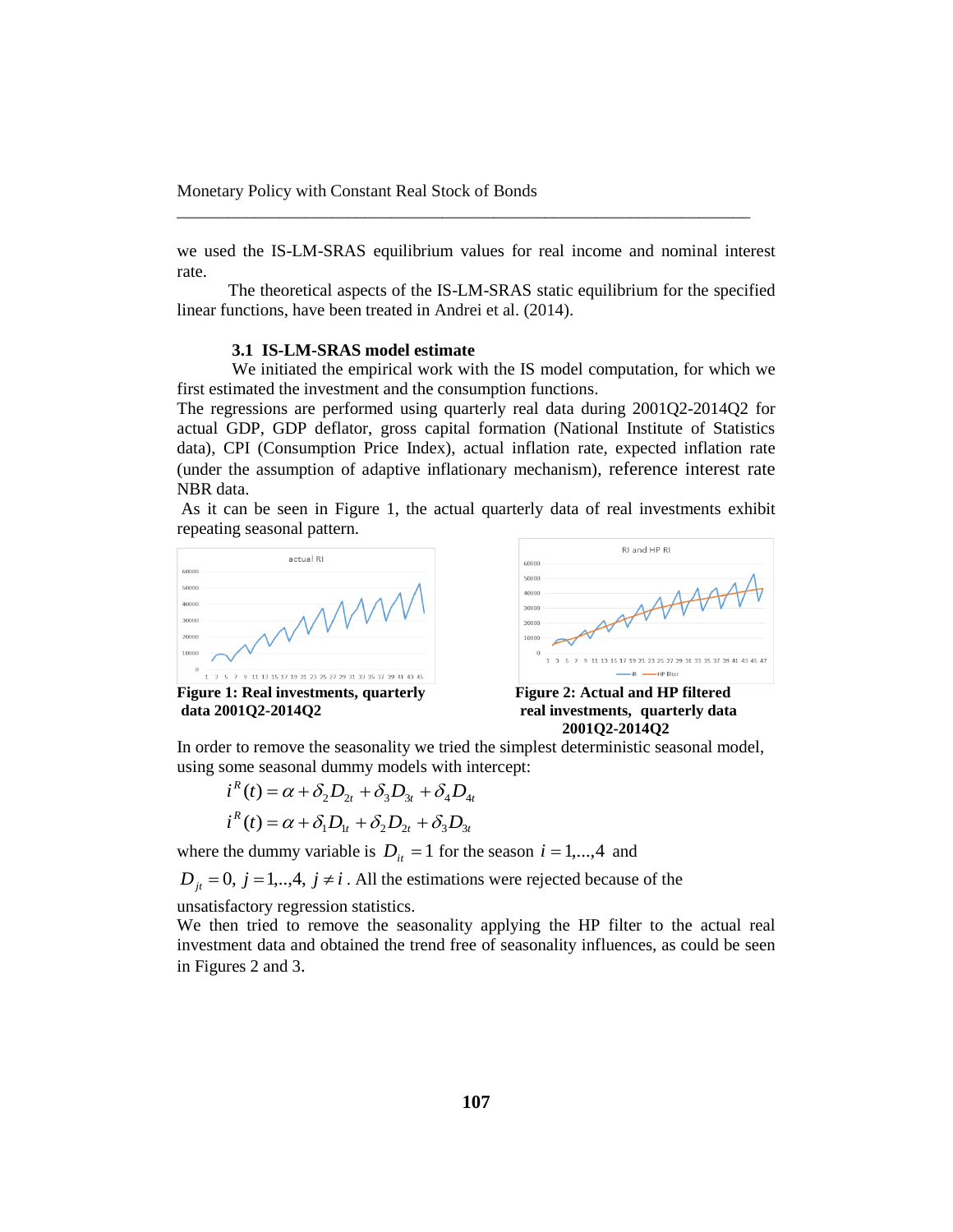we used the IS-LM-SRAS equilibrium values for real income and nominal interest rate.

The theoretical aspects of the IS-LM-SRAS static equilibrium for the specified linear functions, have been treated in Andrei et al. (2014).

### 3.1 IS-LM-SRAS model estimate

We initiated the empirical work with the IS model computation, for which we first estimated the investment and the consumption functions.

The regressions are performed using quarterly real data during 2001Q2-2014Q2 for actual GDP, GDP deflator, gross capital formation (National Institute of Statistics data), CPI (Consumption Price Index), actual inflation rate, expected inflation rate (under the assumption of adaptive inflationary mechanism), reference interest rate NBR data.

As it can be seen in Figure 1, the actual quarterly data of real investments exhibit repeating seasonal pattern.

**Figure 1: Real investments, quarterly data 2001Q2-2014Q2**

**Figure 2: Actual and HP filtered real investments, quarterly data 2001Q2-2014Q2**

In order to remove the seasonality we tried the simplest deterministic seasonal model, using some seasonal dummy models with intercept:

$$i^R(t) = \alpha + \delta_2 D_{2t} + \delta_3 D_{3t} + \delta_4 D_{4t}$$

$$i^R(t) = \alpha + \delta_1 D_{1t} + \delta_2 D_{2t} + \delta_3 D_{3t}$$

where the dummy variable is $D_{it} = 1$ for the season $i = 1,...,4$ and $D_{jt} = 0,\ j = 1,..,4,\ j \neq i$. All the estimations were rejected because of the unsatisfactory regression statistics.

We then tried to remove the seasonality applying the HP filter to the actual real investment data and obtained the trend free of seasonality influences, as could be seen in Figures 2 and 3.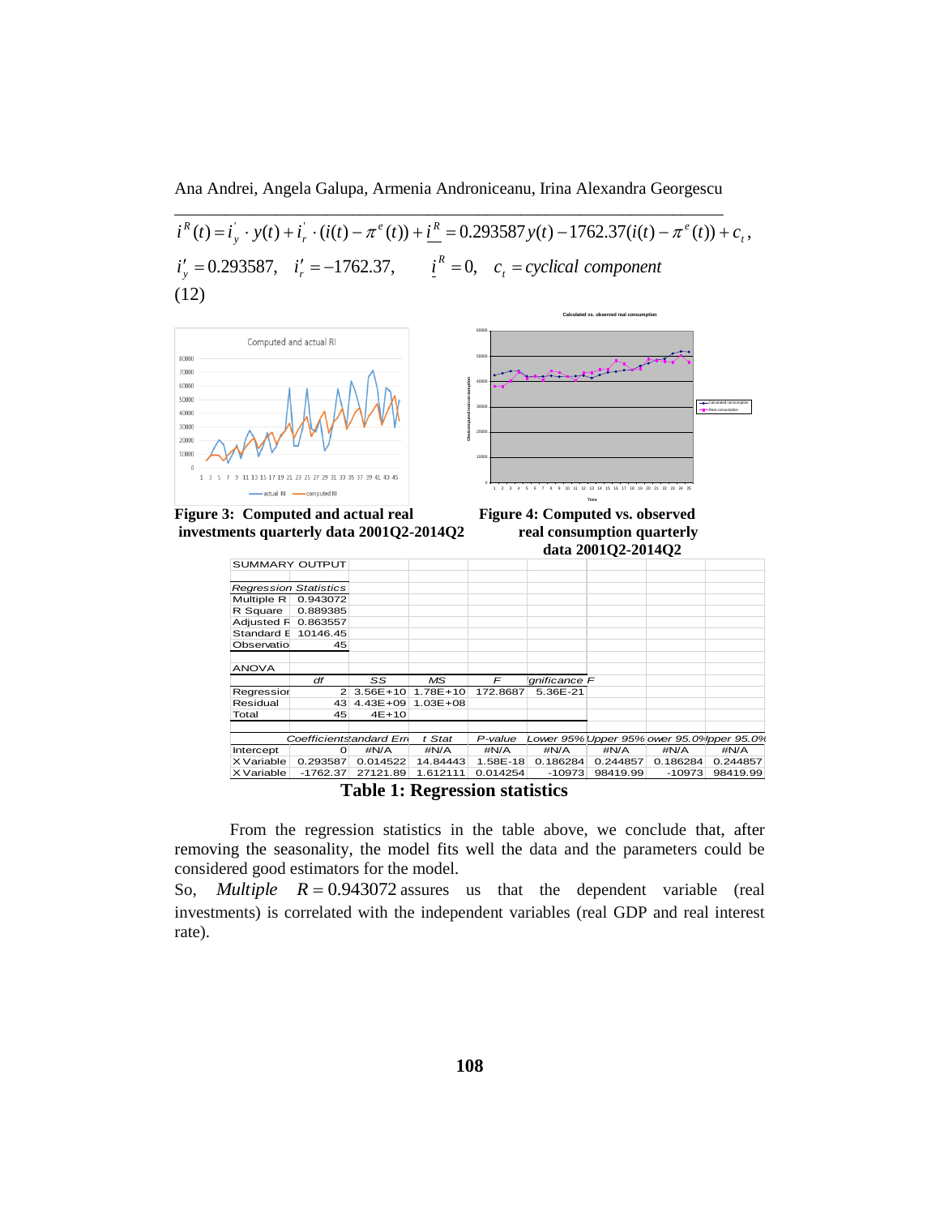$$i^R(t) = i_y^{'} \cdot y(t) + i_r^{'} \cdot (i(t) - \pi^e(t)) + \underline{i}^R = 0.293587y(t) - 1762.37(i(t) - \pi^e(t)) + c_t,$$

$$i_y' = 0.293587, \quad i_r' = -1762.37, \qquad \underline{i}^R = 0, \quad c_t = cyclical\ component$$

(12)

**Figure 3: Computed and actual real investments quarterly data 2001Q2-2014Q2**

**Figure 4: Computed vs. observed real consumption quarterly data 2001Q2-2014Q2**

| SUMMARY OUTPUT | | | | | | | | |
|---|---|---|---|---|---|---|---|---|
| | | | | | | | | |
| *Regression Statistics* | | | | | | | | |
| Multiple R | 0.943072 | | | | | | | |
| R Square | 0.889385 | | | | | | | |
| Adjusted F | 0.863557 | | | | | | | |
| Standard E | 10146.45 | | | | | | | |
| Observatio | 45 | | | | | | | |
| | | | | | | | | |
| ANOVA | | | | | | | | |
| | *df* | *SS* | *MS* | *F* | *gnificance F* | | | |
| Regressior | 2 | 3.56E+10 | 1.78E+10 | 172.8687 | 5.36E-21 | | | |
| Residual | 43 | 4.43E+09 | 1.03E+08 | | | | | |
| Total | 45 | 4E+10 | | | | | | |
| | | | | | | | | |
| | *Coefficients* | *tandard Err* | *t Stat* | *P-value* | *Lower 95%* | *Upper 95%* | *ower 95.0%* | *pper 95.0%* |
| Intercept | 0 | #N/A | #N/A | #N/A | #N/A | #N/A | #N/A | #N/A |
| X Variable | 0.293587 | 0.014522 | 14.84443 | 1.58E-18 | 0.186284 | 0.244857 | 0.186284 | 0.244857 |
| X Variable | -1762.37 | 27121.89 | 1.612111 | 0.014254 | -10973 | 98419.99 | -10973 | 98419.99 |

**Table 1: Regression statistics**

From the regression statistics in the table above, we conclude that, after removing the seasonality, the model fits well the data and the parameters could be considered good estimators for the model.

So, *Multiple* $R = 0.943072$ assures us that the dependent variable (real investments) is correlated with the independent variables (real GDP and real interest rate).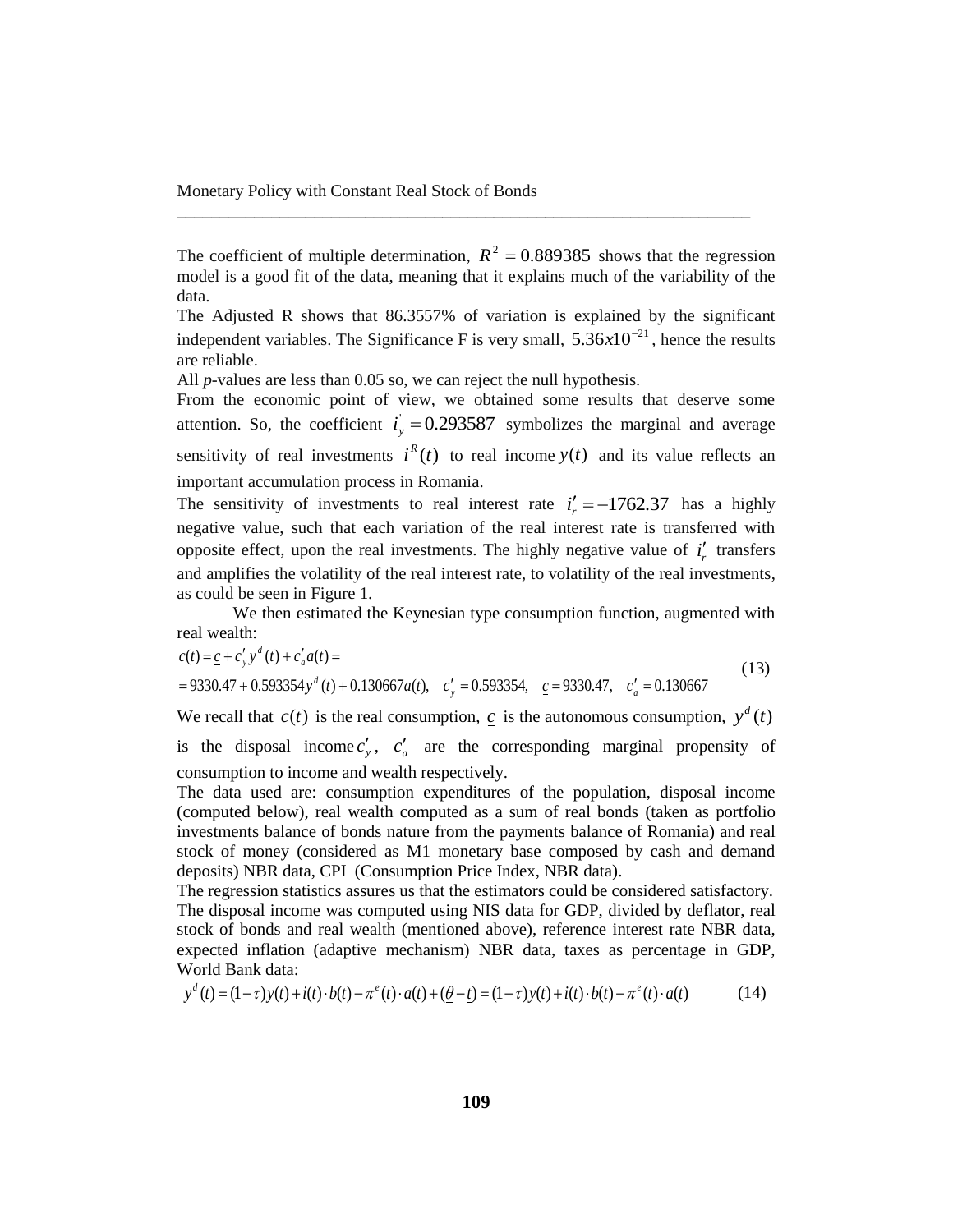The coefficient of multiple determination, $R^2 = 0.889385$ shows that the regression model is a good fit of the data, meaning that it explains much of the variability of the data.

The Adjusted R shows that 86.3557% of variation is explained by the significant independent variables. The Significance F is very small, $5.36x10^{-21}$, hence the results are reliable.

All *p*-values are less than 0.05 so, we can reject the null hypothesis.

From the economic point of view, we obtained some results that deserve some attention. So, the coefficient $i_y^{'} = 0.293587$ symbolizes the marginal and average sensitivity of real investments $i^R(t)$ to real income $y(t)$ and its value reflects an important accumulation process in Romania.

The sensitivity of investments to real interest rate $i_r' = -1762.37$ has a highly negative value, such that each variation of the real interest rate is transferred with opposite effect, upon the real investments. The highly negative value of $i_r'$ transfers and amplifies the volatility of the real interest rate, to volatility of the real investments, as could be seen in Figure 1.

We then estimated the Keynesian type consumption function, augmented with real wealth:

$$
\begin{aligned}
&c(t) = \underline{c} + c_y' y^d(t) + c_a' a(t) = \\
&= 9330.47 + 0.593354 y^d(t) + 0.130667 a(t), \quad c_y' = 0.593354, \quad \underline{c} = 9330.47, \quad c_a' = 0.130667
\end{aligned}
\tag{13}
$$

We recall that $c(t)$ is the real consumption, $\underline{c}$ is the autonomous consumption, $y^d(t)$ is the disposal income $c_y'$, $c_a'$ are the corresponding marginal propensity of consumption to income and wealth respectively.

The data used are: consumption expenditures of the population, disposal income (computed below), real wealth computed as a sum of real bonds (taken as portfolio investments balance of bonds nature from the payments balance of Romania) and real stock of money (considered as M1 monetary base composed by cash and demand deposits) NBR data, CPI (Consumption Price Index, NBR data).

The regression statistics assures us that the estimators could be considered satisfactory.

The disposal income was computed using NIS data for GDP, divided by deflator, real stock of bonds and real wealth (mentioned above), reference interest rate NBR data, expected inflation (adaptive mechanism) NBR data, taxes as percentage in GDP, World Bank data:

$$
y^d(t) = (1-\tau)y(t) + i(t)\cdot b(t) - \pi^e(t)\cdot a(t) + (\underline{\theta} - \underline{t}) = (1-\tau)y(t) + i(t)\cdot b(t) - \pi^e(t)\cdot a(t) \tag{14}
$$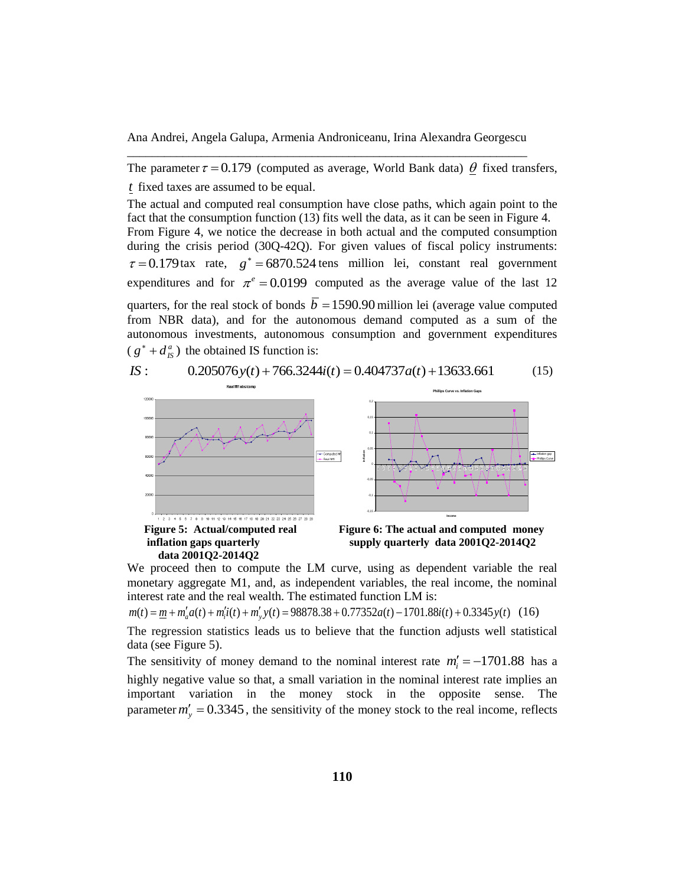The parameter $\tau = 0.179$ (computed as average, World Bank data) $\underline{\theta}$ fixed transfers, $\underline{t}$ fixed taxes are assumed to be equal.

The actual and computed real consumption have close paths, which again point to the fact that the consumption function (13) fits well the data, as it can be seen in Figure 4. From Figure 4, we notice the decrease in both actual and the computed consumption during the crisis period (30Q-42Q). For given values of fiscal policy instruments: $\tau = 0.179$ tax rate, $g^* = 6870.524$ tens million lei, constant real government expenditures and for $\pi^e = 0.0199$ computed as the average value of the last 12 quarters, for the real stock of bonds $\overline{b} = 1590.90$ million lei (average value computed from NBR data), and for the autonomous demand computed as a sum of the autonomous investments, autonomous consumption and government expenditures ($g^* + d^a_{IS}$) the obtained IS function is:

$$IS: \qquad 0.205076y(t) + 766.3244i(t) = 0.404737a(t) + 13633.661 \qquad (15)$$

**Figure 5: Actual/computed real inflation gaps quarterly data 2001Q2-2014Q2**

**Figure 6: The actual and computed money supply quarterly data 2001Q2-2014Q2**

We proceed then to compute the LM curve, using as dependent variable the real monetary aggregate M1, and, as independent variables, the real income, the nominal interest rate and the real wealth. The estimated function LM is:

$$m(t) = \underline{m} + m'_a a(t) + m'_i i(t) + m'_y y(t) = 98878.38 + 0.77352a(t) - 1701.88i(t) + 0.3345y(t) \quad (16)$$

The regression statistics leads us to believe that the function adjusts well statistical data (see Figure 5).

The sensitivity of money demand to the nominal interest rate $m'_i = -1701.88$ has a highly negative value so that, a small variation in the nominal interest rate implies an important variation in the money stock in the opposite sense. The parameter $m'_y = 0.3345$, the sensitivity of the money stock to the real income, reflects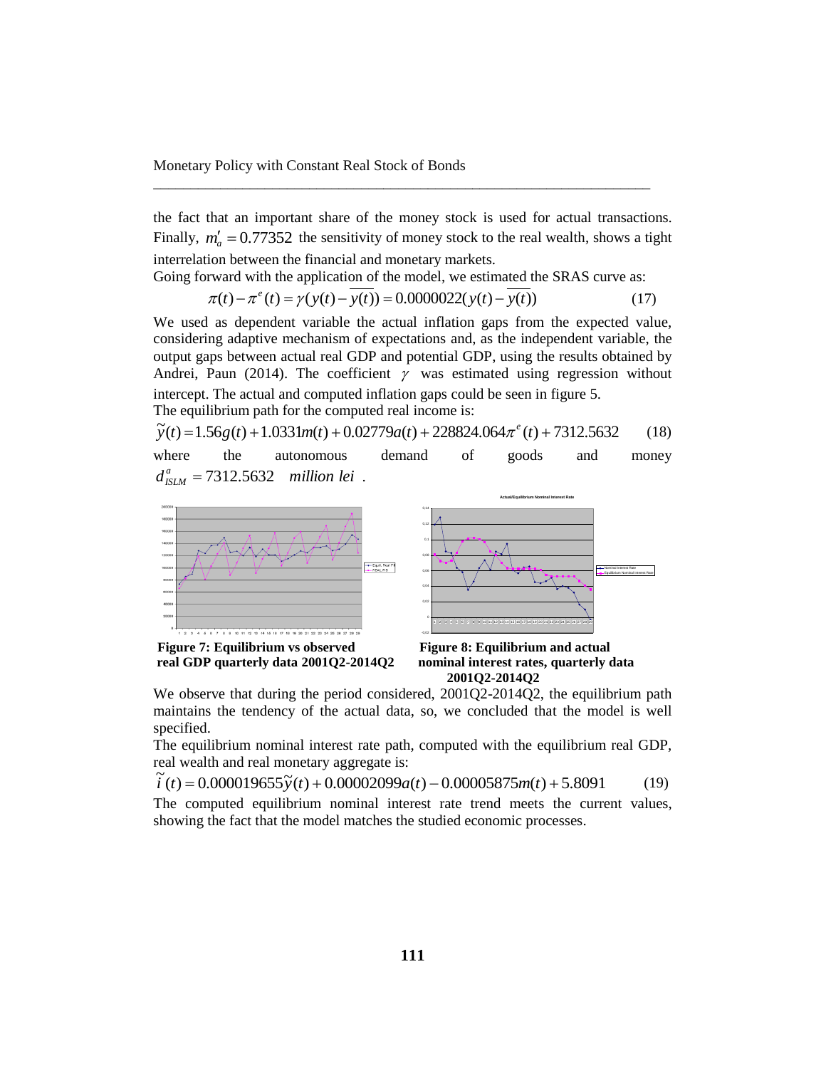the fact that an important share of the money stock is used for actual transactions. Finally, $m_a' = 0.77352$ the sensitivity of money stock to the real wealth, shows a tight interrelation between the financial and monetary markets.

Going forward with the application of the model, we estimated the SRAS curve as:

$$\pi(t) - \pi^e(t) = \gamma(y(t) - \overline{y(t)}) = 0.0000022(y(t) - \overline{y(t)}) \qquad (17)$$

We used as dependent variable the actual inflation gaps from the expected value, considering adaptive mechanism of expectations and, as the independent variable, the output gaps between actual real GDP and potential GDP, using the results obtained by Andrei, Paun (2014). The coefficient $\gamma$ was estimated using regression without intercept. The actual and computed inflation gaps could be seen in figure 5.

The equilibrium path for the computed real income is:

$$\tilde{y}(t) = 1.56g(t) + 1.0331m(t) + 0.02779a(t) + 228824.064\pi^e(t) + 7312.5632 \qquad (18)$$

where the autonomous demand of goods and money $d_{ISLM}^a = 7312.5632$ *million lei* .

**Figure 7: Equilibrium vs observed real GDP quarterly data 2001Q2-2014Q2**

**Figure 8: Equilibrium and actual nominal interest rates, quarterly data 2001Q2-2014Q2**

We observe that during the period considered, 2001Q2-2014Q2, the equilibrium path maintains the tendency of the actual data, so, we concluded that the model is well specified.

The equilibrium nominal interest rate path, computed with the equilibrium real GDP, real wealth and real monetary aggregate is:

$$\tilde{i}(t) = 0.000019655\tilde{y}(t) + 0.00002099a(t) - 0.00005875m(t) + 5.8091 \qquad (19)$$

The computed equilibrium nominal interest rate trend meets the current values, showing the fact that the model matches the studied economic processes.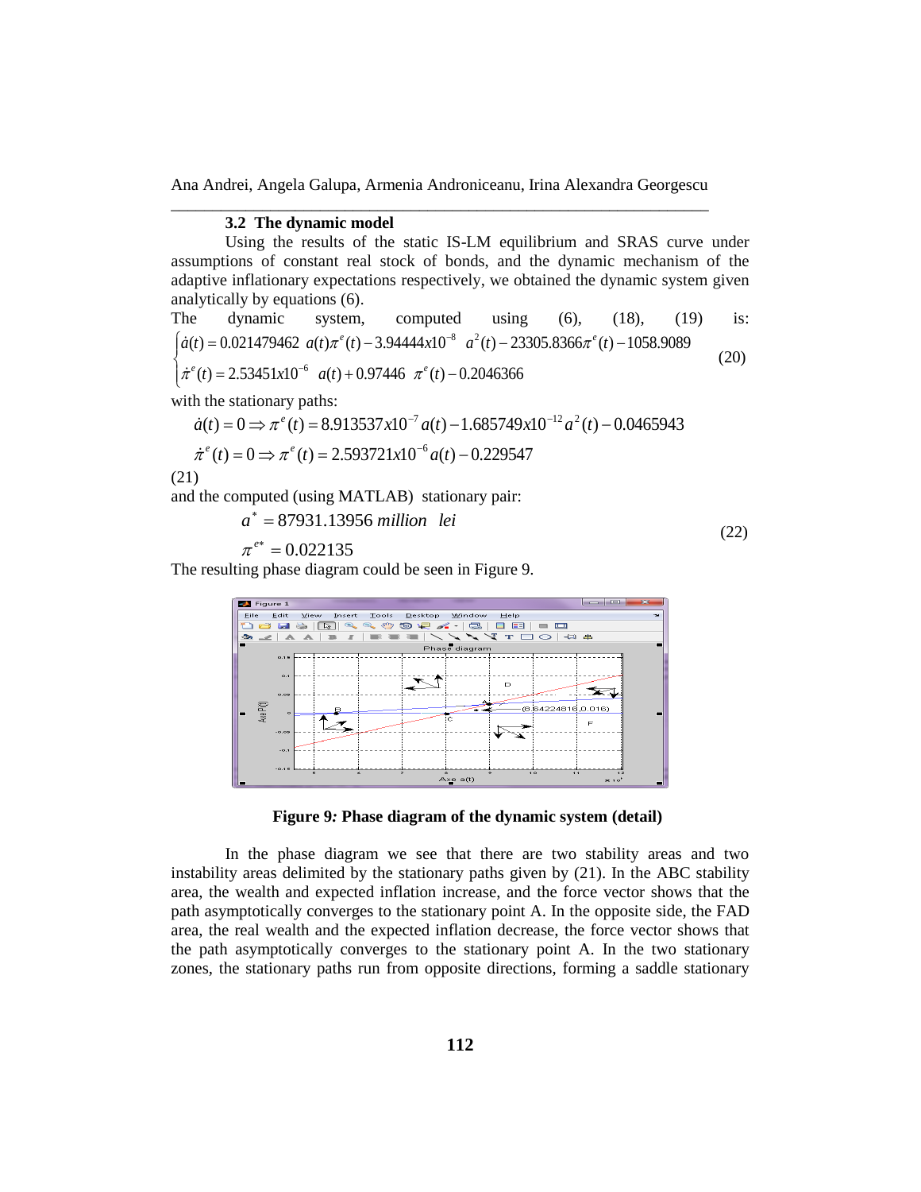### 3.2 The dynamic model

Using the results of the static IS-LM equilibrium and SRAS curve under assumptions of constant real stock of bonds, and the dynamic mechanism of the adaptive inflationary expectations respectively, we obtained the dynamic system given analytically by equations (6).

The dynamic system, computed using (6), (18), (19) is:

$$\begin{cases} \dot{a}(t) = 0.021479462\ a(t)\pi^{e}(t) - 3.94444x10^{-8}\ a^{2}(t) - 23305.8366\pi^{e}(t) - 1058.9089 \\ \dot{\pi}^{e}(t) = 2.53451x10^{-6}\ a(t) + 0.97446\ \pi^{e}(t) - 0.2046366 \end{cases} \tag{20}$$

with the stationary paths:

$$\dot{a}(t) = 0 \Rightarrow \pi^{e}(t) = 8.913537x10^{-7} a(t) - 1.685749x10^{-12} a^{2}(t) - 0.0465943$$

$$\dot{\pi}^{e}(t) = 0 \Rightarrow \pi^{e}(t) = 2.593721x10^{-6} a(t) - 0.229547$$

(21)

and the computed (using MATLAB) stationary pair:

$$a^{*} = 87931.13956\ \textit{million lei}$$

$$\pi^{e*} = 0.022135 \tag{22}$$

The resulting phase diagram could be seen in Figure 9.

**Figure 9: Phase diagram of the dynamic system (detail)**

In the phase diagram we see that there are two stability areas and two instability areas delimited by the stationary paths given by (21). In the ABC stability area, the wealth and expected inflation increase, and the force vector shows that the path asymptotically converges to the stationary point A. In the opposite side, the FAD area, the real wealth and the expected inflation decrease, the force vector shows that the path asymptotically converges to the stationary point A. In the two stationary zones, the stationary paths run from opposite directions, forming a saddle stationary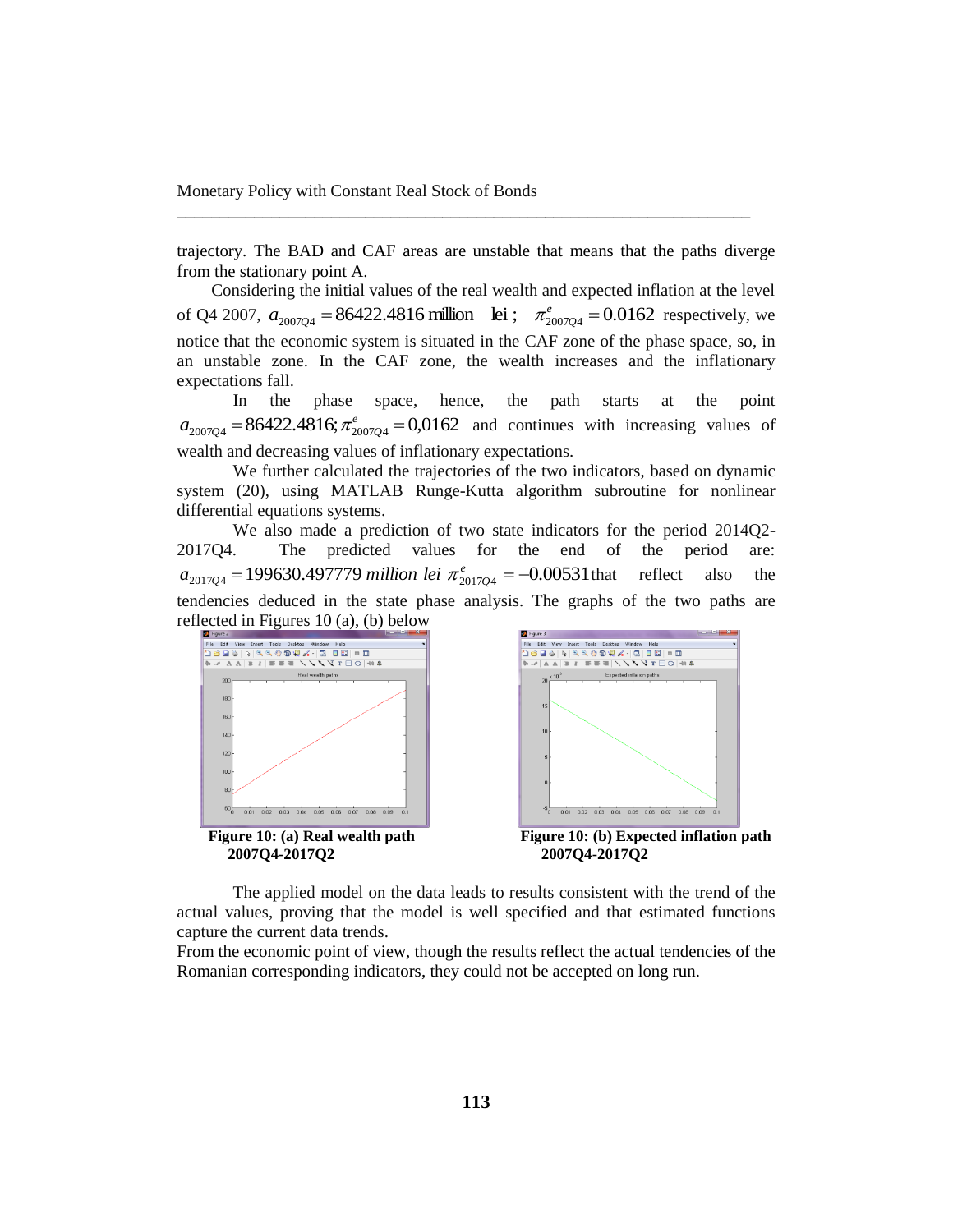trajectory. The BAD and CAF areas are unstable that means that the paths diverge from the stationary point A.

Considering the initial values of the real wealth and expected inflation at the level of Q4 2007, $a_{2007Q4} = 86422.4816 \text{ million lei}$; $\pi^e_{2007Q4} = 0.0162$ respectively, we notice that the economic system is situated in the CAF zone of the phase space, so, in an unstable zone. In the CAF zone, the wealth increases and the inflationary expectations fall.

In the phase space, hence, the path starts at the point $a_{2007Q4} = 86422.4816; \pi^e_{2007Q4} = 0{,}0162$ and continues with increasing values of wealth and decreasing values of inflationary expectations.

We further calculated the trajectories of the two indicators, based on dynamic system (20), using MATLAB Runge-Kutta algorithm subroutine for nonlinear differential equations systems.

We also made a prediction of two state indicators for the period 2014Q2-2017Q4. The predicted values for the end of the period are: $a_{2017Q4} = 199630.497779 \text{ million lei}$ $\pi^e_{2017Q4} = -0.00531$ that reflect also the tendencies deduced in the state phase analysis. The graphs of the two paths are reflected in Figures 10 (a), (b) below

**Figure 10: (a) Real wealth path 2007Q4-2017Q2**

**Figure 10: (b) Expected inflation path 2007Q4-2017Q2**

The applied model on the data leads to results consistent with the trend of the actual values, proving that the model is well specified and that estimated functions capture the current data trends.

From the economic point of view, though the results reflect the actual tendencies of the Romanian corresponding indicators, they could not be accepted on long run.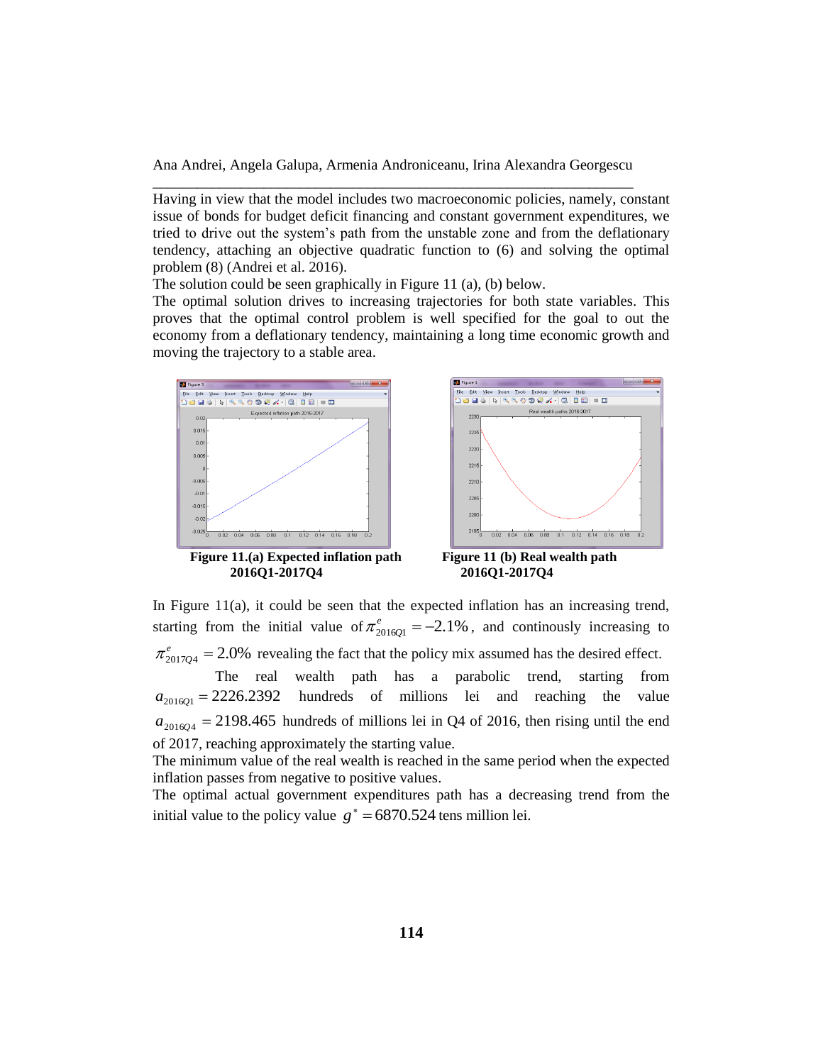Having in view that the model includes two macroeconomic policies, namely, constant issue of bonds for budget deficit financing and constant government expenditures, we tried to drive out the system's path from the unstable zone and from the deflationary tendency, attaching an objective quadratic function to (6) and solving the optimal problem (8) (Andrei et al. 2016).

The solution could be seen graphically in Figure 11 (a), (b) below.

The optimal solution drives to increasing trajectories for both state variables. This proves that the optimal control problem is well specified for the goal to out the economy from a deflationary tendency, maintaining a long time economic growth and moving the trajectory to a stable area.

**Figure 11.(a) Expected inflation path 2016Q1-2017Q4**

**Figure 11 (b) Real wealth path 2016Q1-2017Q4**

In Figure 11(a), it could be seen that the expected inflation has an increasing trend, starting from the initial value of $\pi^e_{2016Q1} = -2.1\%$, and continously increasing to $\pi^e_{2017Q4} = 2.0\%$ revealing the fact that the policy mix assumed has the desired effect.

The real wealth path has a parabolic trend, starting from $a_{2016Q1} = 2226.2392$ hundreds of millions lei and reaching the value $a_{2016Q4} = 2198.465$ hundreds of millions lei in Q4 of 2016, then rising until the end of 2017, reaching approximately the starting value.

The minimum value of the real wealth is reached in the same period when the expected inflation passes from negative to positive values.

The optimal actual government expenditures path has a decreasing trend from the initial value to the policy value $g^* = 6870.524$ tens million lei.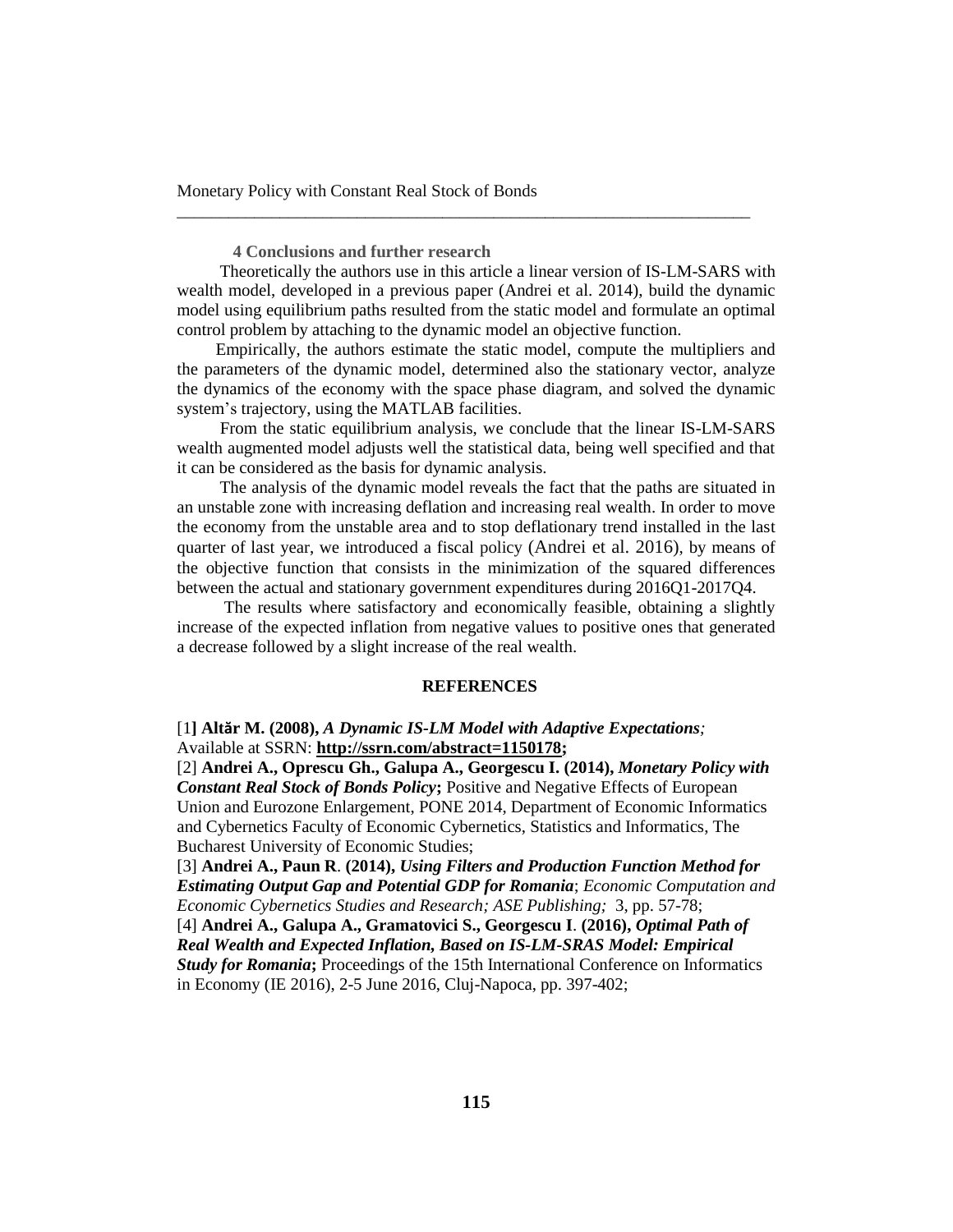### 4 Conclusions and further research

Theoretically the authors use in this article a linear version of IS-LM-SARS with wealth model, developed in a previous paper (Andrei et al. 2014), build the dynamic model using equilibrium paths resulted from the static model and formulate an optimal control problem by attaching to the dynamic model an objective function.

Empirically, the authors estimate the static model, compute the multipliers and the parameters of the dynamic model, determined also the stationary vector, analyze the dynamics of the economy with the space phase diagram, and solved the dynamic system's trajectory, using the MATLAB facilities.

From the static equilibrium analysis, we conclude that the linear IS-LM-SARS wealth augmented model adjusts well the statistical data, being well specified and that it can be considered as the basis for dynamic analysis.

The analysis of the dynamic model reveals the fact that the paths are situated in an unstable zone with increasing deflation and increasing real wealth. In order to move the economy from the unstable area and to stop deflationary trend installed in the last quarter of last year, we introduced a fiscal policy (Andrei et al. 2016), by means of the objective function that consists in the minimization of the squared differences between the actual and stationary government expenditures during 2016Q1-2017Q4.

The results where satisfactory and economically feasible, obtaining a slightly increase of the expected inflation from negative values to positive ones that generated a decrease followed by a slight increase of the real wealth.

## REFERENCES

[1] **Altăr M. (2008),** ***A Dynamic IS-LM Model with Adaptive Expectations****;* Available at SSRN: **http://ssrn.com/abstract=1150178;**

[2] **Andrei A., Oprescu Gh., Galupa A., Georgescu I. (2014),** ***Monetary Policy with Constant Real Stock of Bonds Policy*****;** Positive and Negative Effects of European Union and Eurozone Enlargement, PONE 2014, Department of Economic Informatics and Cybernetics Faculty of Economic Cybernetics, Statistics and Informatics, The Bucharest University of Economic Studies;

[3] **Andrei A., Paun R. (2014),** ***Using Filters and Production Function Method for Estimating Output Gap and Potential GDP for Romania***; *Economic Computation and Economic Cybernetics Studies and Research; ASE Publishing;* 3, pp. 57-78;

[4] **Andrei A., Galupa A., Gramatovici S., Georgescu I. (2016),** ***Optimal Path of Real Wealth and Expected Inflation, Based on IS-LM-SRAS Model: Empirical Study for Romania*****;** Proceedings of the 15th International Conference on Informatics in Economy (IE 2016), 2-5 June 2016, Cluj-Napoca, pp. 397-402;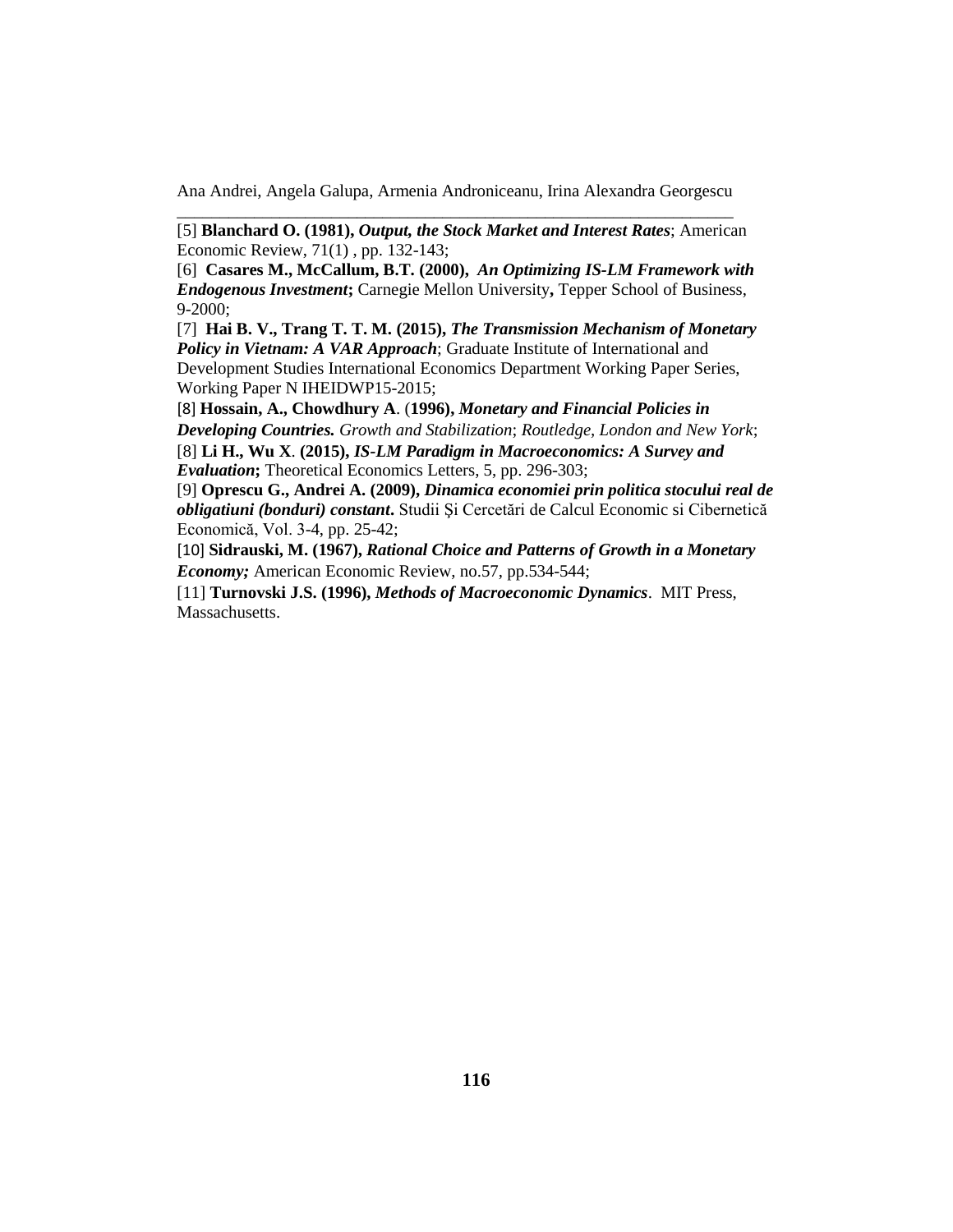[5] **Blanchard O. (1981),** ***Output, the Stock Market and Interest Rates***; American Economic Review, 71(1) , pp. 132-143;

[6] **Casares M., McCallum, B.T. (2000),** ***An Optimizing IS-LM Framework with Endogenous Investment*****;** Carnegie Mellon University**,** Tepper School of Business, 9-2000;

[7] **Hai B. V., Trang T. T. M. (2015),** ***The Transmission Mechanism of Monetary Policy in Vietnam: A VAR Approach***; Graduate Institute of International and Development Studies International Economics Department Working Paper Series, Working Paper N IHEIDWP15-2015;

[8] **Hossain, A., Chowdhury A**. (**1996),** ***Monetary and Financial Policies in Developing Countries.*** *Growth and Stabilization*; *Routledge, London and New York*;

[8] **Li H., Wu X**. **(2015),** ***IS-LM Paradigm in Macroeconomics: A Survey and Evaluation*****;** Theoretical Economics Letters, 5, pp. 296-303;

[9] **Oprescu G., Andrei A. (2009),** ***Dinamica economiei prin politica stocului real de obligatiuni (bonduri) constant*****.** Studii Şi Cercetări de Calcul Economic si Cibernetică Economică, Vol. 3-4, pp. 25-42;

[10] **Sidrauski, M. (1967),** ***Rational Choice and Patterns of Growth in a Monetary Economy;*** American Economic Review, no.57, pp.534-544;

[11] **Turnovski J.S. (1996),** ***Methods of Macroeconomic Dynamics***. MIT Press, Massachusetts.